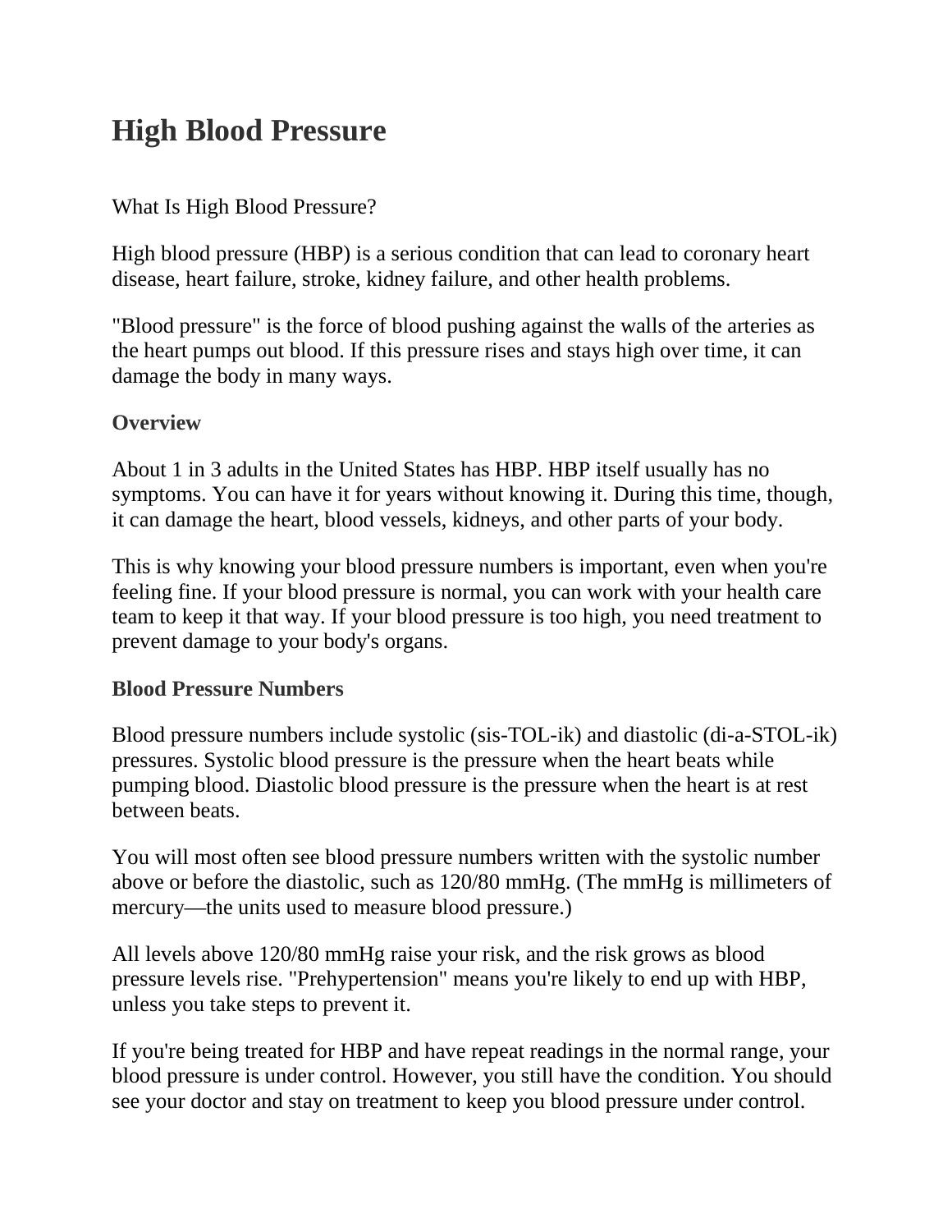# High Blood Pressure

What Is High Blood Pressure?

High blood pressure (HBP) is a serious condition that can lead to coronary heart disease, heart failure, stroke, kidney failure, and other health problems.

"Blood pressure" is the force of blood pushing against the walls of the arteries as the heart pumps out blood. If this pressure rises and stays high over time, it can damage the body in many ways.

**Overview**

About 1 in 3 adults in the United States has HBP. HBP itself usually has no symptoms. You can have it for years without knowing it. During this time, though, it can damage the heart, blood vessels, kidneys, and other parts of your body.

This is why knowing your blood pressure numbers is important, even when you're feeling fine. If your blood pressure is normal, you can work with your health care team to keep it that way. If your blood pressure is too high, you need treatment to prevent damage to your body's organs.

**Blood Pressure Numbers**

Blood pressure numbers include systolic (sis-TOL-ik) and diastolic (di-a-STOL-ik) pressures. Systolic blood pressure is the pressure when the heart beats while pumping blood. Diastolic blood pressure is the pressure when the heart is at rest between beats.

You will most often see blood pressure numbers written with the systolic number above or before the diastolic, such as 120/80 mmHg. (The mmHg is millimeters of mercury—the units used to measure blood pressure.)

All levels above 120/80 mmHg raise your risk, and the risk grows as blood pressure levels rise. "Prehypertension" means you're likely to end up with HBP, unless you take steps to prevent it.

If you're being treated for HBP and have repeat readings in the normal range, your blood pressure is under control. However, you still have the condition. You should see your doctor and stay on treatment to keep you blood pressure under control.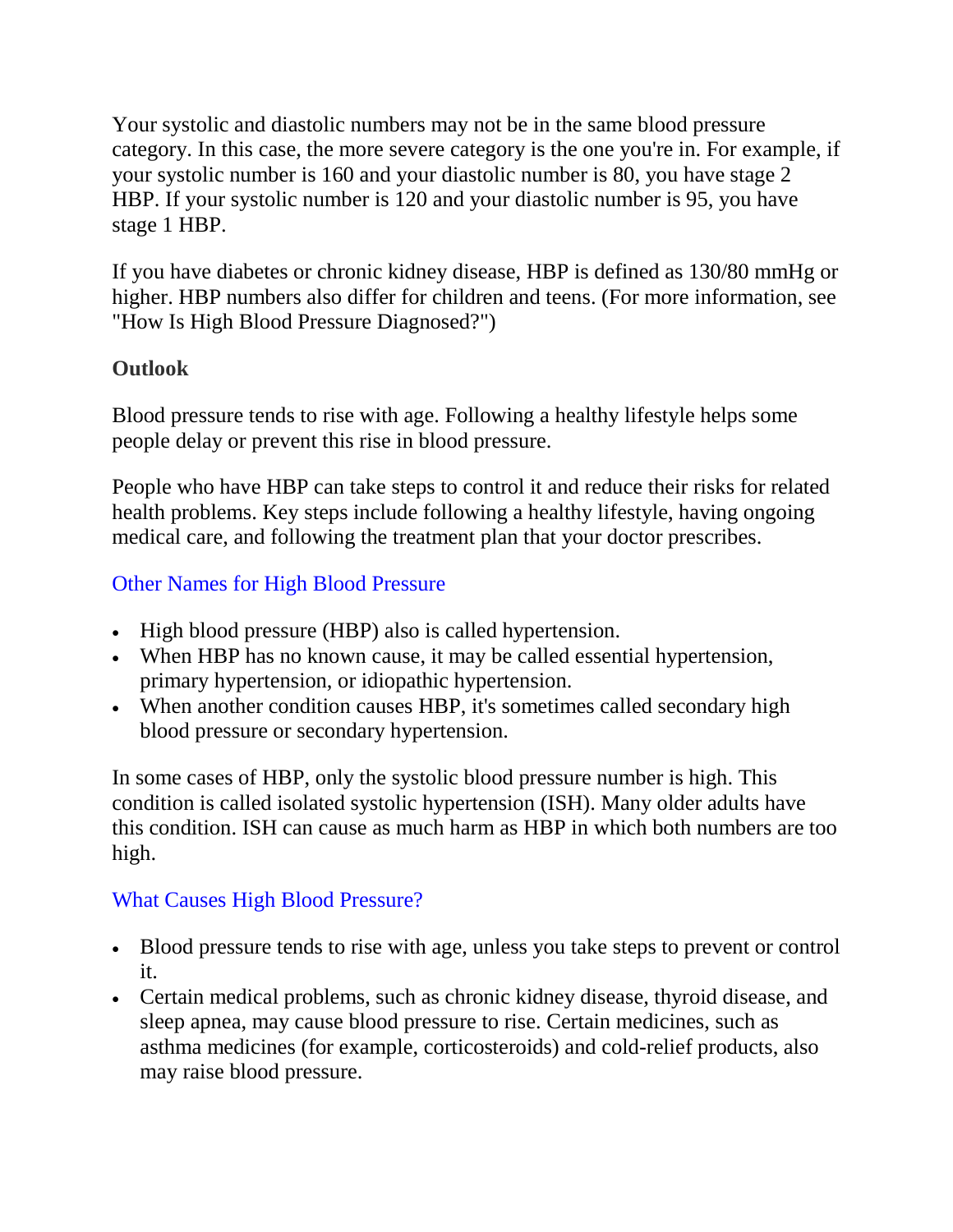Your systolic and diastolic numbers may not be in the same blood pressure category. In this case, the more severe category is the one you're in. For example, if your systolic number is 160 and your diastolic number is 80, you have stage 2 HBP. If your systolic number is 120 and your diastolic number is 95, you have stage 1 HBP.

If you have diabetes or chronic kidney disease, HBP is defined as 130/80 mmHg or higher. HBP numbers also differ for children and teens. (For more information, see "How Is High Blood Pressure Diagnosed?")

**Outlook**

Blood pressure tends to rise with age. Following a healthy lifestyle helps some people delay or prevent this rise in blood pressure.

People who have HBP can take steps to control it and reduce their risks for related health problems. Key steps include following a healthy lifestyle, having ongoing medical care, and following the treatment plan that your doctor prescribes.

## Other Names for High Blood Pressure

- High blood pressure (HBP) also is called hypertension.
- When HBP has no known cause, it may be called essential hypertension, primary hypertension, or idiopathic hypertension.
- When another condition causes HBP, it's sometimes called secondary high blood pressure or secondary hypertension.

In some cases of HBP, only the systolic blood pressure number is high. This condition is called isolated systolic hypertension (ISH). Many older adults have this condition. ISH can cause as much harm as HBP in which both numbers are too high.

## What Causes High Blood Pressure?

- Blood pressure tends to rise with age, unless you take steps to prevent or control it.
- Certain medical problems, such as chronic kidney disease, thyroid disease, and sleep apnea, may cause blood pressure to rise. Certain medicines, such as asthma medicines (for example, corticosteroids) and cold-relief products, also may raise blood pressure.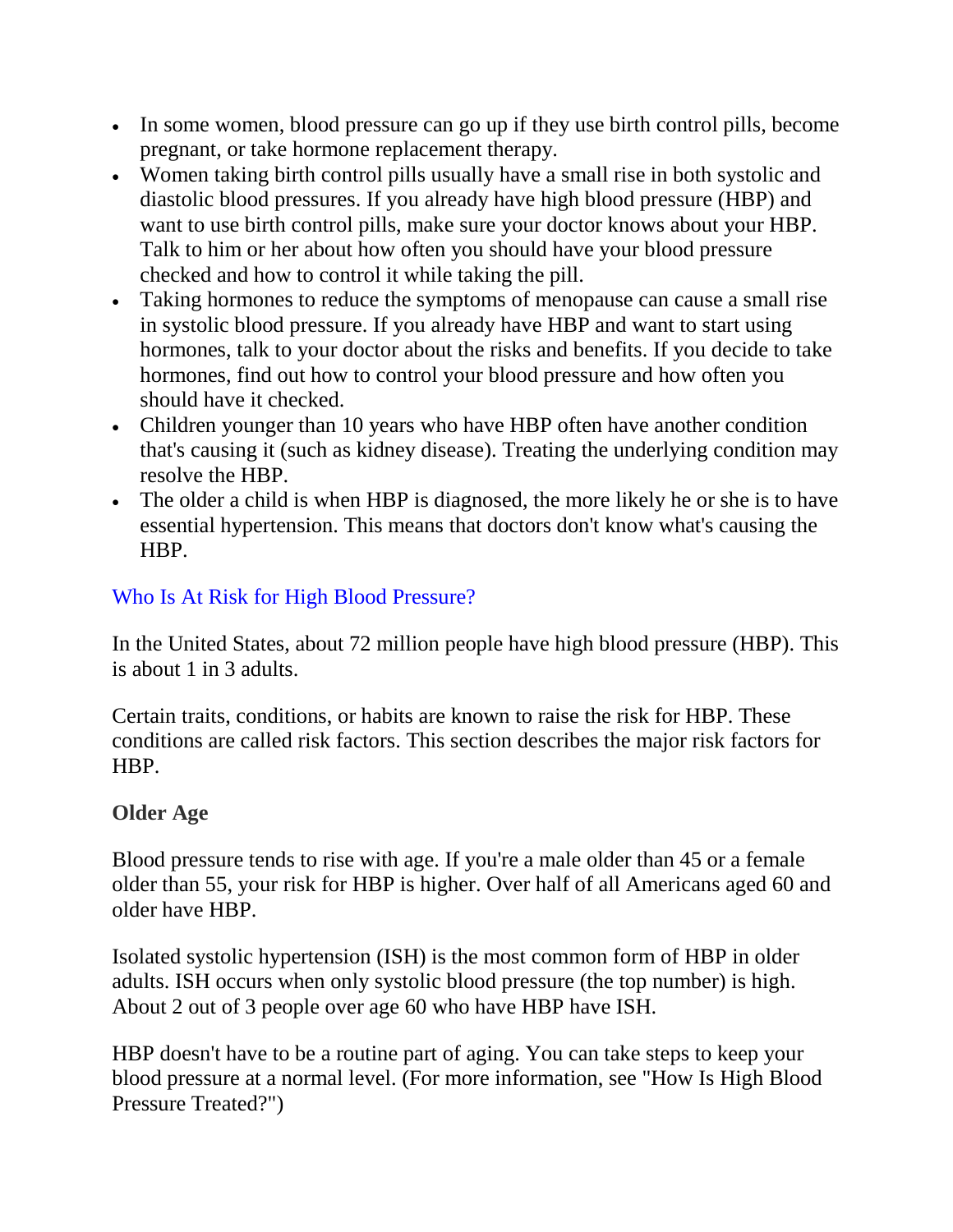- In some women, blood pressure can go up if they use birth control pills, become pregnant, or take hormone replacement therapy.
- Women taking birth control pills usually have a small rise in both systolic and diastolic blood pressures. If you already have high blood pressure (HBP) and want to use birth control pills, make sure your doctor knows about your HBP. Talk to him or her about how often you should have your blood pressure checked and how to control it while taking the pill.
- Taking hormones to reduce the symptoms of menopause can cause a small rise in systolic blood pressure. If you already have HBP and want to start using hormones, talk to your doctor about the risks and benefits. If you decide to take hormones, find out how to control your blood pressure and how often you should have it checked.
- Children younger than 10 years who have HBP often have another condition that's causing it (such as kidney disease). Treating the underlying condition may resolve the HBP.
- The older a child is when HBP is diagnosed, the more likely he or she is to have essential hypertension. This means that doctors don't know what's causing the HBP.

## Who Is At Risk for High Blood Pressure?

In the United States, about 72 million people have high blood pressure (HBP). This is about 1 in 3 adults.

Certain traits, conditions, or habits are known to raise the risk for HBP. These conditions are called risk factors. This section describes the major risk factors for HBP.

### Older Age

Blood pressure tends to rise with age. If you're a male older than 45 or a female older than 55, your risk for HBP is higher. Over half of all Americans aged 60 and older have HBP.

Isolated systolic hypertension (ISH) is the most common form of HBP in older adults. ISH occurs when only systolic blood pressure (the top number) is high. About 2 out of 3 people over age 60 who have HBP have ISH.

HBP doesn't have to be a routine part of aging. You can take steps to keep your blood pressure at a normal level. (For more information, see "How Is High Blood Pressure Treated?")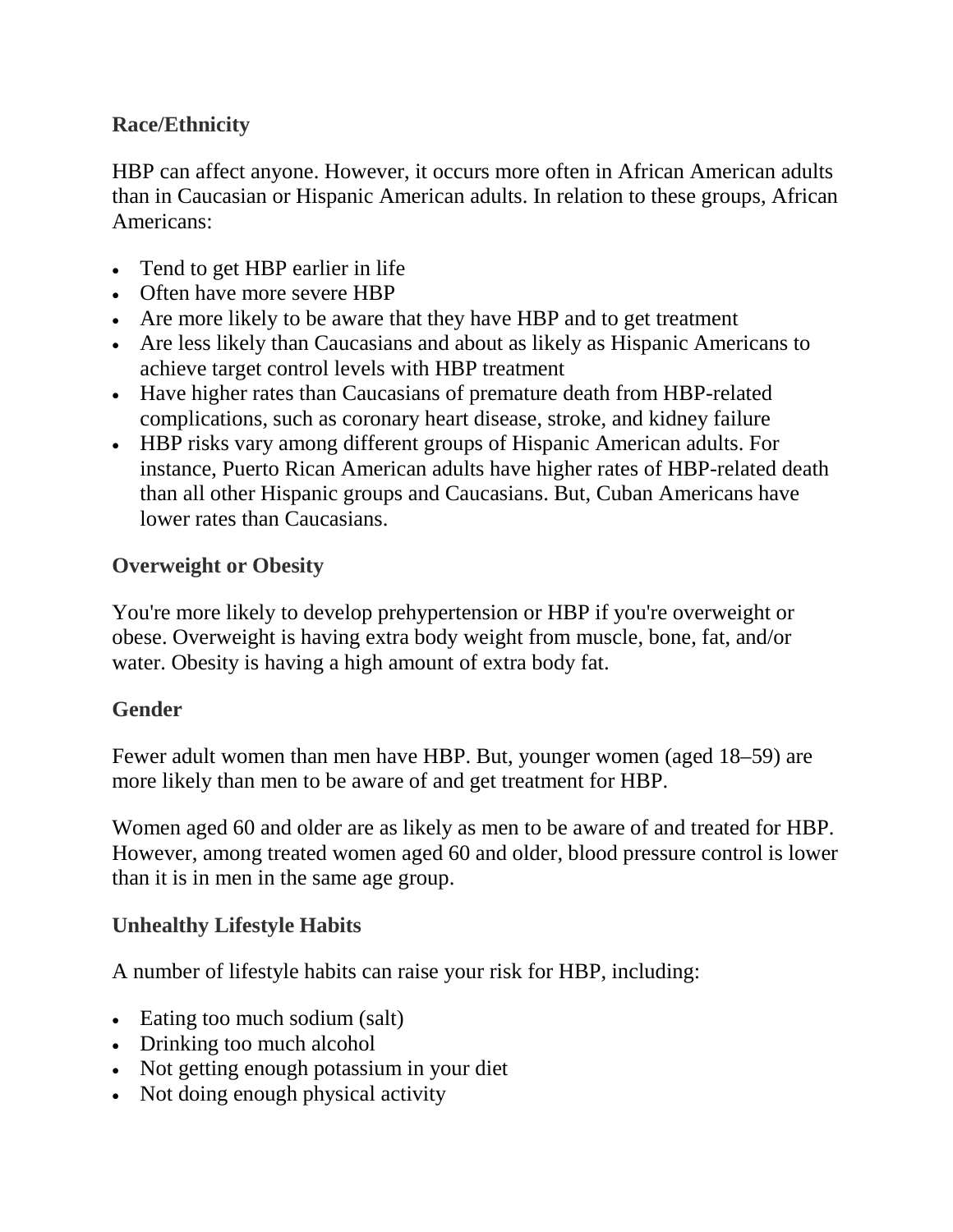### Race/Ethnicity

HBP can affect anyone. However, it occurs more often in African American adults than in Caucasian or Hispanic American adults. In relation to these groups, African Americans:

- Tend to get HBP earlier in life
- Often have more severe HBP
- Are more likely to be aware that they have HBP and to get treatment
- Are less likely than Caucasians and about as likely as Hispanic Americans to achieve target control levels with HBP treatment
- Have higher rates than Caucasians of premature death from HBP-related complications, such as coronary heart disease, stroke, and kidney failure
- HBP risks vary among different groups of Hispanic American adults. For instance, Puerto Rican American adults have higher rates of HBP-related death than all other Hispanic groups and Caucasians. But, Cuban Americans have lower rates than Caucasians.

### Overweight or Obesity

You're more likely to develop prehypertension or HBP if you're overweight or obese. Overweight is having extra body weight from muscle, bone, fat, and/or water. Obesity is having a high amount of extra body fat.

### Gender

Fewer adult women than men have HBP. But, younger women (aged 18–59) are more likely than men to be aware of and get treatment for HBP.

Women aged 60 and older are as likely as men to be aware of and treated for HBP. However, among treated women aged 60 and older, blood pressure control is lower than it is in men in the same age group.

### Unhealthy Lifestyle Habits

A number of lifestyle habits can raise your risk for HBP, including:

- Eating too much sodium (salt)
- Drinking too much alcohol
- Not getting enough potassium in your diet
- Not doing enough physical activity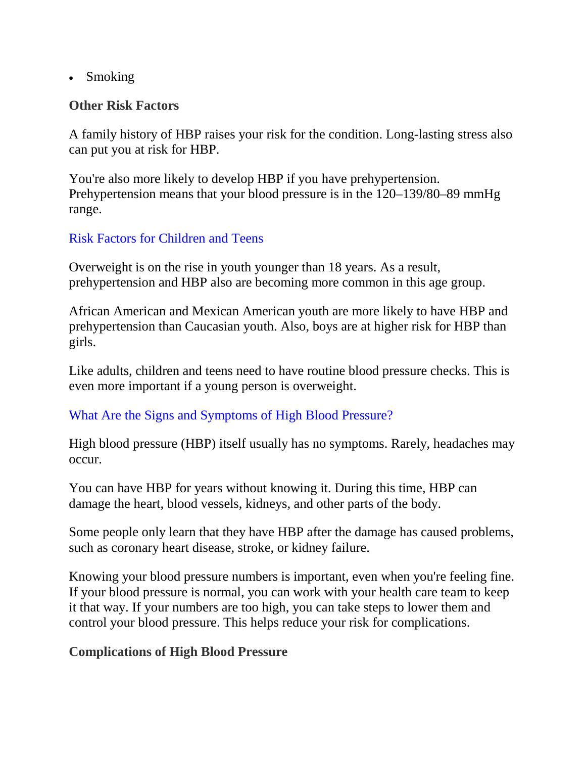- Smoking

**Other Risk Factors**

A family history of HBP raises your risk for the condition. Long-lasting stress also can put you at risk for HBP.

You're also more likely to develop HBP if you have prehypertension. Prehypertension means that your blood pressure is in the 120–139/80–89 mmHg range.

## Risk Factors for Children and Teens

Overweight is on the rise in youth younger than 18 years. As a result, prehypertension and HBP also are becoming more common in this age group.

African American and Mexican American youth are more likely to have HBP and prehypertension than Caucasian youth. Also, boys are at higher risk for HBP than girls.

Like adults, children and teens need to have routine blood pressure checks. This is even more important if a young person is overweight.

## What Are the Signs and Symptoms of High Blood Pressure?

High blood pressure (HBP) itself usually has no symptoms. Rarely, headaches may occur.

You can have HBP for years without knowing it. During this time, HBP can damage the heart, blood vessels, kidneys, and other parts of the body.

Some people only learn that they have HBP after the damage has caused problems, such as coronary heart disease, stroke, or kidney failure.

Knowing your blood pressure numbers is important, even when you're feeling fine. If your blood pressure is normal, you can work with your health care team to keep it that way. If your numbers are too high, you can take steps to lower them and control your blood pressure. This helps reduce your risk for complications.

**Complications of High Blood Pressure**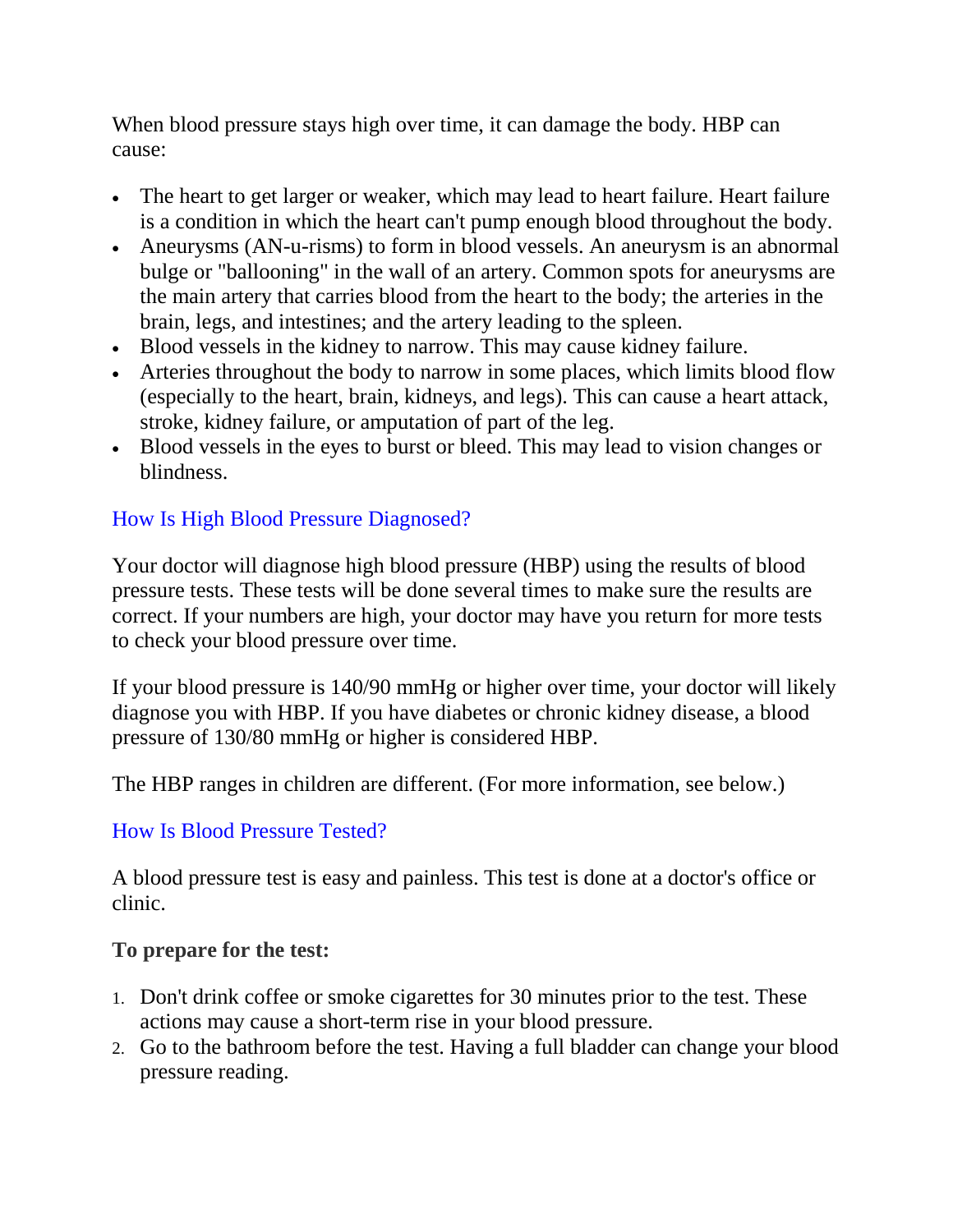When blood pressure stays high over time, it can damage the body. HBP can cause:

- The heart to get larger or weaker, which may lead to heart failure. Heart failure is a condition in which the heart can't pump enough blood throughout the body.
- Aneurysms (AN-u-risms) to form in blood vessels. An aneurysm is an abnormal bulge or "ballooning" in the wall of an artery. Common spots for aneurysms are the main artery that carries blood from the heart to the body; the arteries in the brain, legs, and intestines; and the artery leading to the spleen.
- Blood vessels in the kidney to narrow. This may cause kidney failure.
- Arteries throughout the body to narrow in some places, which limits blood flow (especially to the heart, brain, kidneys, and legs). This can cause a heart attack, stroke, kidney failure, or amputation of part of the leg.
- Blood vessels in the eyes to burst or bleed. This may lead to vision changes or blindness.

## How Is High Blood Pressure Diagnosed?

Your doctor will diagnose high blood pressure (HBP) using the results of blood pressure tests. These tests will be done several times to make sure the results are correct. If your numbers are high, your doctor may have you return for more tests to check your blood pressure over time.

If your blood pressure is 140/90 mmHg or higher over time, your doctor will likely diagnose you with HBP. If you have diabetes or chronic kidney disease, a blood pressure of 130/80 mmHg or higher is considered HBP.

The HBP ranges in children are different. (For more information, see below.)

## How Is Blood Pressure Tested?

A blood pressure test is easy and painless. This test is done at a doctor's office or clinic.

**To prepare for the test:**

1. Don't drink coffee or smoke cigarettes for 30 minutes prior to the test. These actions may cause a short-term rise in your blood pressure.
2. Go to the bathroom before the test. Having a full bladder can change your blood pressure reading.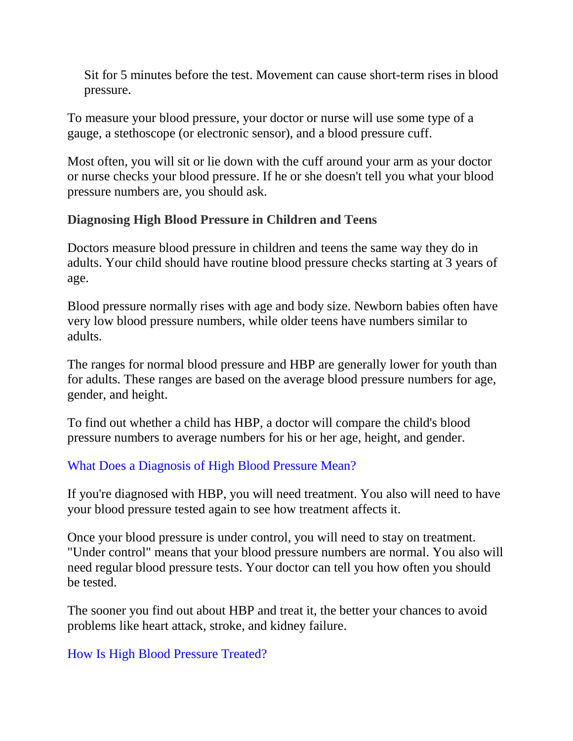Sit for 5 minutes before the test. Movement can cause short-term rises in blood pressure.

To measure your blood pressure, your doctor or nurse will use some type of a gauge, a stethoscope (or electronic sensor), and a blood pressure cuff.

Most often, you will sit or lie down with the cuff around your arm as your doctor or nurse checks your blood pressure. If he or she doesn't tell you what your blood pressure numbers are, you should ask.

### Diagnosing High Blood Pressure in Children and Teens

Doctors measure blood pressure in children and teens the same way they do in adults. Your child should have routine blood pressure checks starting at 3 years of age.

Blood pressure normally rises with age and body size. Newborn babies often have very low blood pressure numbers, while older teens have numbers similar to adults.

The ranges for normal blood pressure and HBP are generally lower for youth than for adults. These ranges are based on the average blood pressure numbers for age, gender, and height.

To find out whether a child has HBP, a doctor will compare the child's blood pressure numbers to average numbers for his or her age, height, and gender.

## What Does a Diagnosis of High Blood Pressure Mean?

If you're diagnosed with HBP, you will need treatment. You also will need to have your blood pressure tested again to see how treatment affects it.

Once your blood pressure is under control, you will need to stay on treatment. "Under control" means that your blood pressure numbers are normal. You also will need regular blood pressure tests. Your doctor can tell you how often you should be tested.

The sooner you find out about HBP and treat it, the better your chances to avoid problems like heart attack, stroke, and kidney failure.

## How Is High Blood Pressure Treated?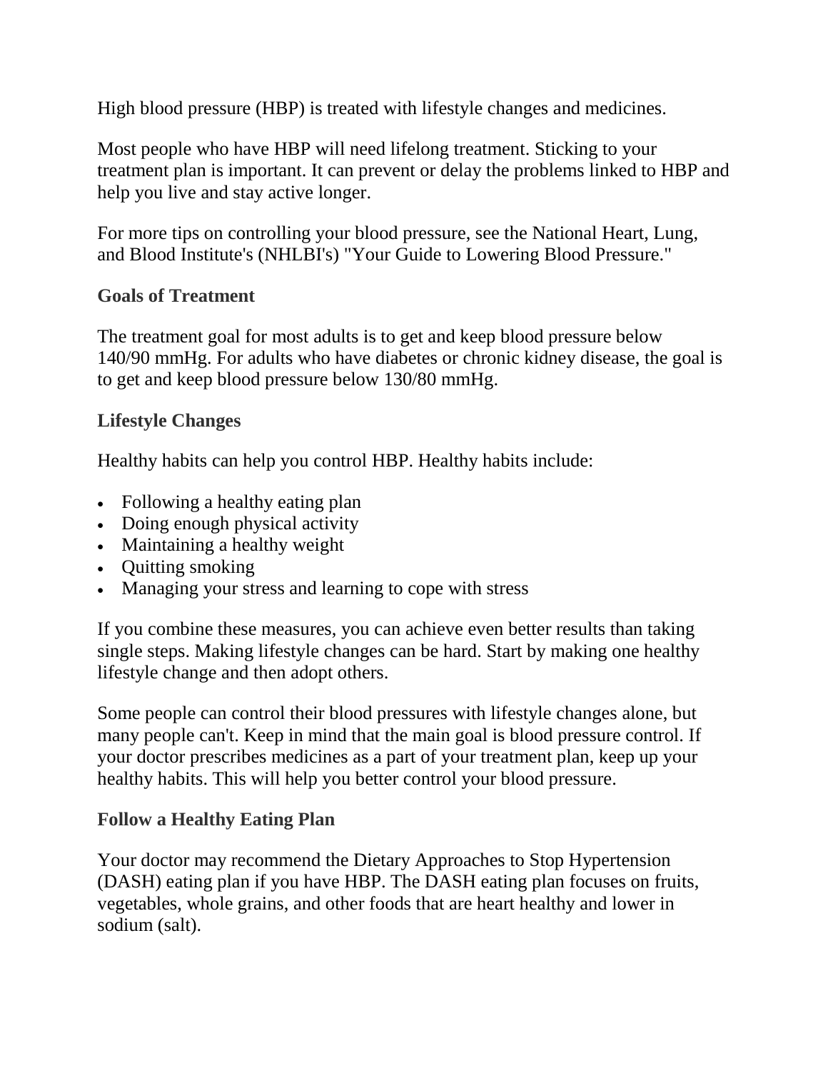High blood pressure (HBP) is treated with lifestyle changes and medicines.

Most people who have HBP will need lifelong treatment. Sticking to your treatment plan is important. It can prevent or delay the problems linked to HBP and help you live and stay active longer.

For more tips on controlling your blood pressure, see the National Heart, Lung, and Blood Institute's (NHLBI's) "Your Guide to Lowering Blood Pressure."

### Goals of Treatment

The treatment goal for most adults is to get and keep blood pressure below 140/90 mmHg. For adults who have diabetes or chronic kidney disease, the goal is to get and keep blood pressure below 130/80 mmHg.

### Lifestyle Changes

Healthy habits can help you control HBP. Healthy habits include:

- Following a healthy eating plan
- Doing enough physical activity
- Maintaining a healthy weight
- Quitting smoking
- Managing your stress and learning to cope with stress

If you combine these measures, you can achieve even better results than taking single steps. Making lifestyle changes can be hard. Start by making one healthy lifestyle change and then adopt others.

Some people can control their blood pressures with lifestyle changes alone, but many people can't. Keep in mind that the main goal is blood pressure control. If your doctor prescribes medicines as a part of your treatment plan, keep up your healthy habits. This will help you better control your blood pressure.

### Follow a Healthy Eating Plan

Your doctor may recommend the Dietary Approaches to Stop Hypertension (DASH) eating plan if you have HBP. The DASH eating plan focuses on fruits, vegetables, whole grains, and other foods that are heart healthy and lower in sodium (salt).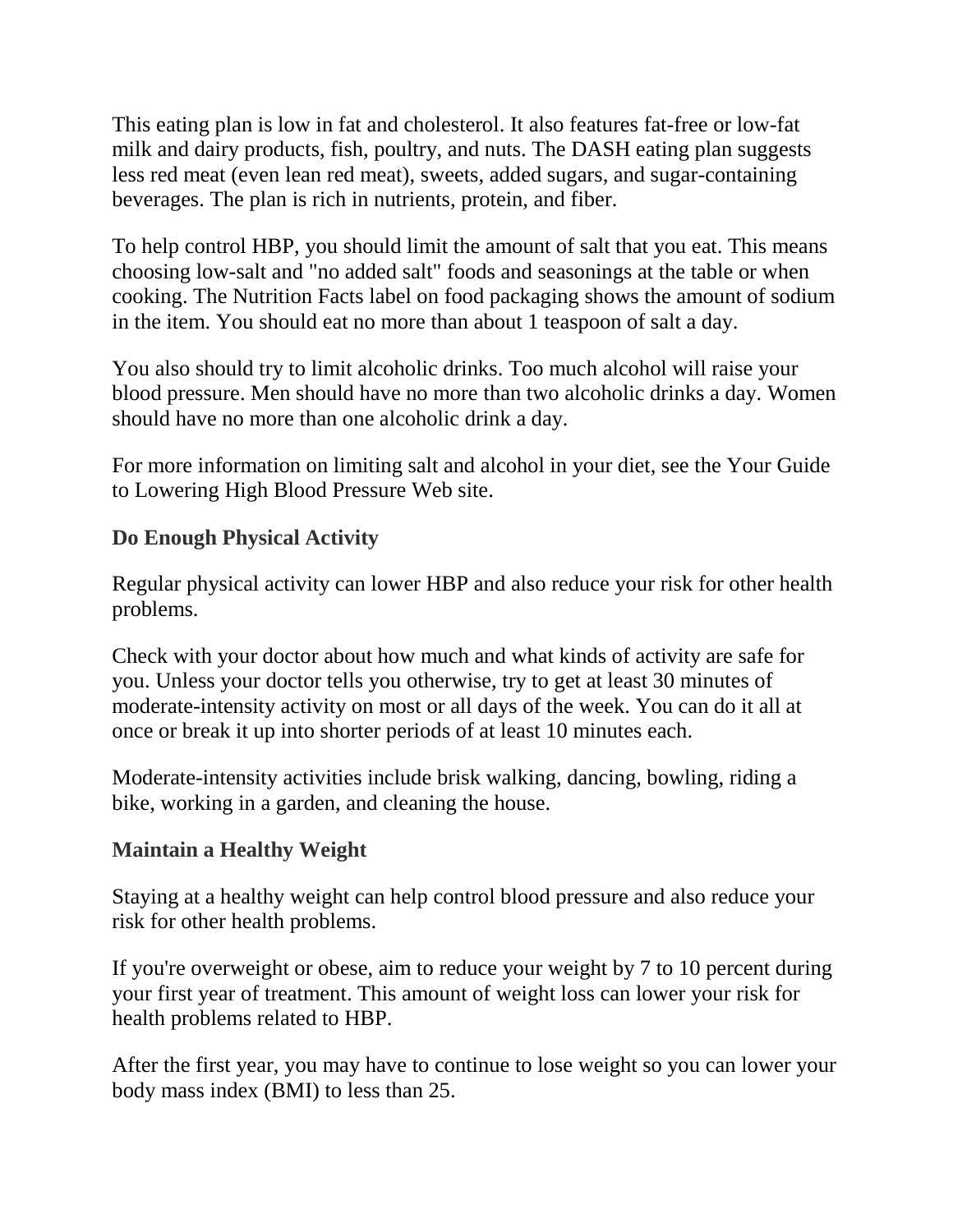This eating plan is low in fat and cholesterol. It also features fat-free or low-fat milk and dairy products, fish, poultry, and nuts. The DASH eating plan suggests less red meat (even lean red meat), sweets, added sugars, and sugar-containing beverages. The plan is rich in nutrients, protein, and fiber.

To help control HBP, you should limit the amount of salt that you eat. This means choosing low-salt and "no added salt" foods and seasonings at the table or when cooking. The Nutrition Facts label on food packaging shows the amount of sodium in the item. You should eat no more than about 1 teaspoon of salt a day.

You also should try to limit alcoholic drinks. Too much alcohol will raise your blood pressure. Men should have no more than two alcoholic drinks a day. Women should have no more than one alcoholic drink a day.

For more information on limiting salt and alcohol in your diet, see the Your Guide to Lowering High Blood Pressure Web site.

### Do Enough Physical Activity

Regular physical activity can lower HBP and also reduce your risk for other health problems.

Check with your doctor about how much and what kinds of activity are safe for you. Unless your doctor tells you otherwise, try to get at least 30 minutes of moderate-intensity activity on most or all days of the week. You can do it all at once or break it up into shorter periods of at least 10 minutes each.

Moderate-intensity activities include brisk walking, dancing, bowling, riding a bike, working in a garden, and cleaning the house.

### Maintain a Healthy Weight

Staying at a healthy weight can help control blood pressure and also reduce your risk for other health problems.

If you're overweight or obese, aim to reduce your weight by 7 to 10 percent during your first year of treatment. This amount of weight loss can lower your risk for health problems related to HBP.

After the first year, you may have to continue to lose weight so you can lower your body mass index (BMI) to less than 25.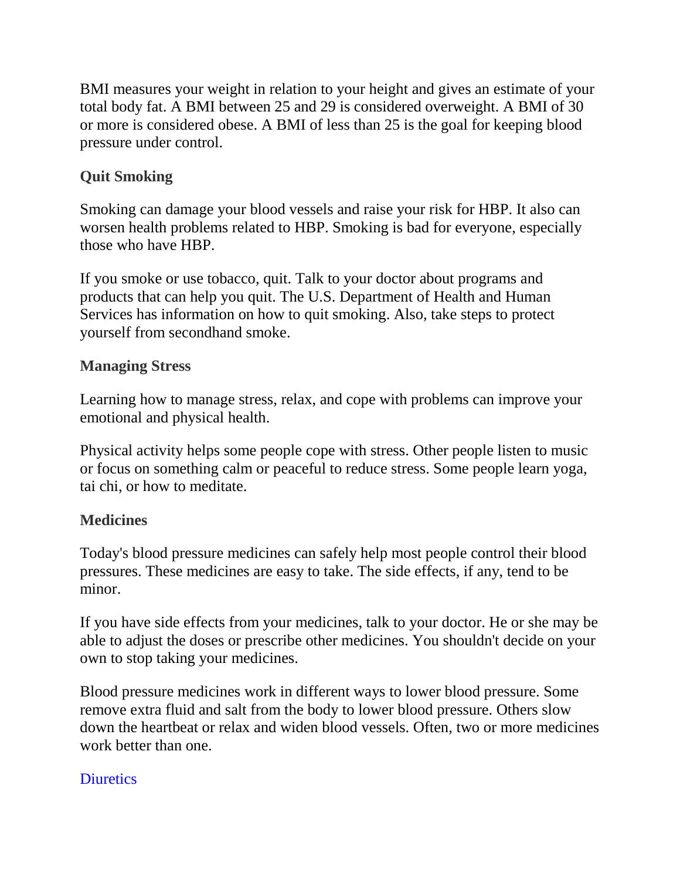BMI measures your weight in relation to your height and gives an estimate of your total body fat. A BMI between 25 and 29 is considered overweight. A BMI of 30 or more is considered obese. A BMI of less than 25 is the goal for keeping blood pressure under control.

### Quit Smoking

Smoking can damage your blood vessels and raise your risk for HBP. It also can worsen health problems related to HBP. Smoking is bad for everyone, especially those who have HBP.

If you smoke or use tobacco, quit. Talk to your doctor about programs and products that can help you quit. The U.S. Department of Health and Human Services has information on how to quit smoking. Also, take steps to protect yourself from secondhand smoke.

### Managing Stress

Learning how to manage stress, relax, and cope with problems can improve your emotional and physical health.

Physical activity helps some people cope with stress. Other people listen to music or focus on something calm or peaceful to reduce stress. Some people learn yoga, tai chi, or how to meditate.

### Medicines

Today's blood pressure medicines can safely help most people control their blood pressures. These medicines are easy to take. The side effects, if any, tend to be minor.

If you have side effects from your medicines, talk to your doctor. He or she may be able to adjust the doses or prescribe other medicines. You shouldn't decide on your own to stop taking your medicines.

Blood pressure medicines work in different ways to lower blood pressure. Some remove extra fluid and salt from the body to lower blood pressure. Others slow down the heartbeat or relax and widen blood vessels. Often, two or more medicines work better than one.

Diuretics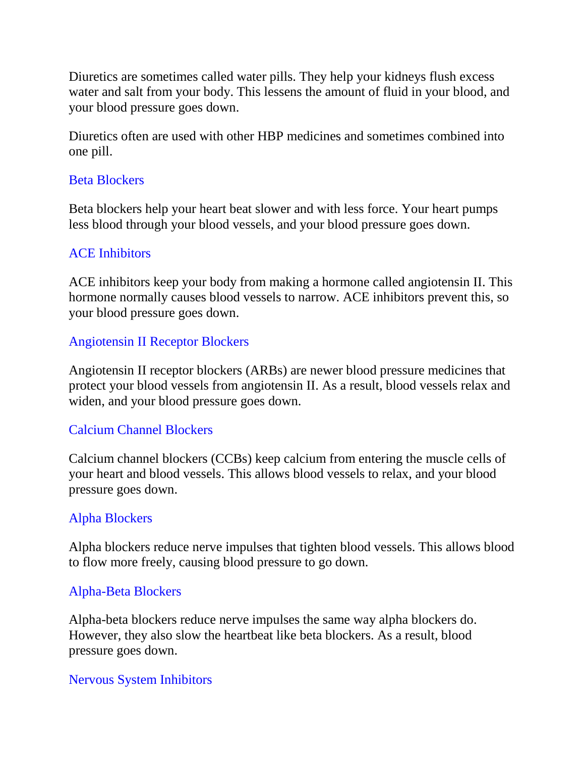Diuretics are sometimes called water pills. They help your kidneys flush excess water and salt from your body. This lessens the amount of fluid in your blood, and your blood pressure goes down.

Diuretics often are used with other HBP medicines and sometimes combined into one pill.

### Beta Blockers

Beta blockers help your heart beat slower and with less force. Your heart pumps less blood through your blood vessels, and your blood pressure goes down.

### ACE Inhibitors

ACE inhibitors keep your body from making a hormone called angiotensin II. This hormone normally causes blood vessels to narrow. ACE inhibitors prevent this, so your blood pressure goes down.

### Angiotensin II Receptor Blockers

Angiotensin II receptor blockers (ARBs) are newer blood pressure medicines that protect your blood vessels from angiotensin II. As a result, blood vessels relax and widen, and your blood pressure goes down.

### Calcium Channel Blockers

Calcium channel blockers (CCBs) keep calcium from entering the muscle cells of your heart and blood vessels. This allows blood vessels to relax, and your blood pressure goes down.

### Alpha Blockers

Alpha blockers reduce nerve impulses that tighten blood vessels. This allows blood to flow more freely, causing blood pressure to go down.

### Alpha-Beta Blockers

Alpha-beta blockers reduce nerve impulses the same way alpha blockers do. However, they also slow the heartbeat like beta blockers. As a result, blood pressure goes down.

### Nervous System Inhibitors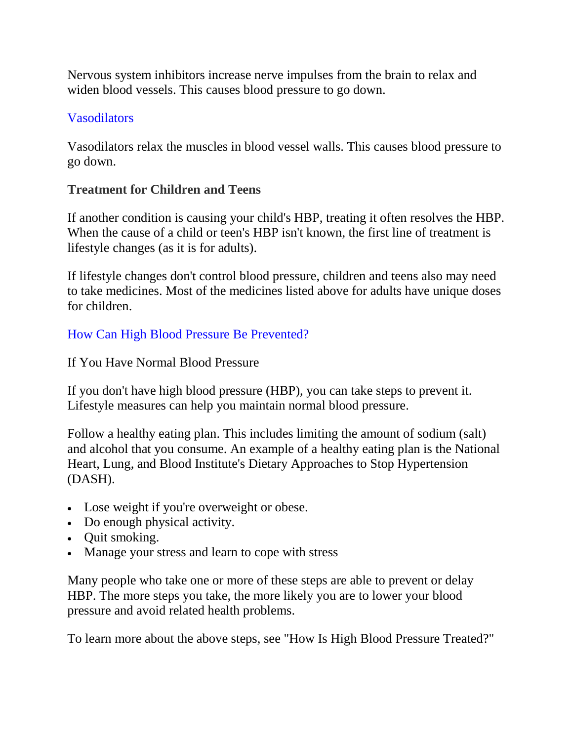Nervous system inhibitors increase nerve impulses from the brain to relax and widen blood vessels. This causes blood pressure to go down.

### Vasodilators

Vasodilators relax the muscles in blood vessel walls. This causes blood pressure to go down.

**Treatment for Children and Teens**

If another condition is causing your child's HBP, treating it often resolves the HBP. When the cause of a child or teen's HBP isn't known, the first line of treatment is lifestyle changes (as it is for adults).

If lifestyle changes don't control blood pressure, children and teens also may need to take medicines. Most of the medicines listed above for adults have unique doses for children.

## How Can High Blood Pressure Be Prevented?

If You Have Normal Blood Pressure

If you don't have high blood pressure (HBP), you can take steps to prevent it. Lifestyle measures can help you maintain normal blood pressure.

Follow a healthy eating plan. This includes limiting the amount of sodium (salt) and alcohol that you consume. An example of a healthy eating plan is the National Heart, Lung, and Blood Institute's Dietary Approaches to Stop Hypertension (DASH).

- Lose weight if you're overweight or obese.
- Do enough physical activity.
- Quit smoking.
- Manage your stress and learn to cope with stress

Many people who take one or more of these steps are able to prevent or delay HBP. The more steps you take, the more likely you are to lower your blood pressure and avoid related health problems.

To learn more about the above steps, see "How Is High Blood Pressure Treated?"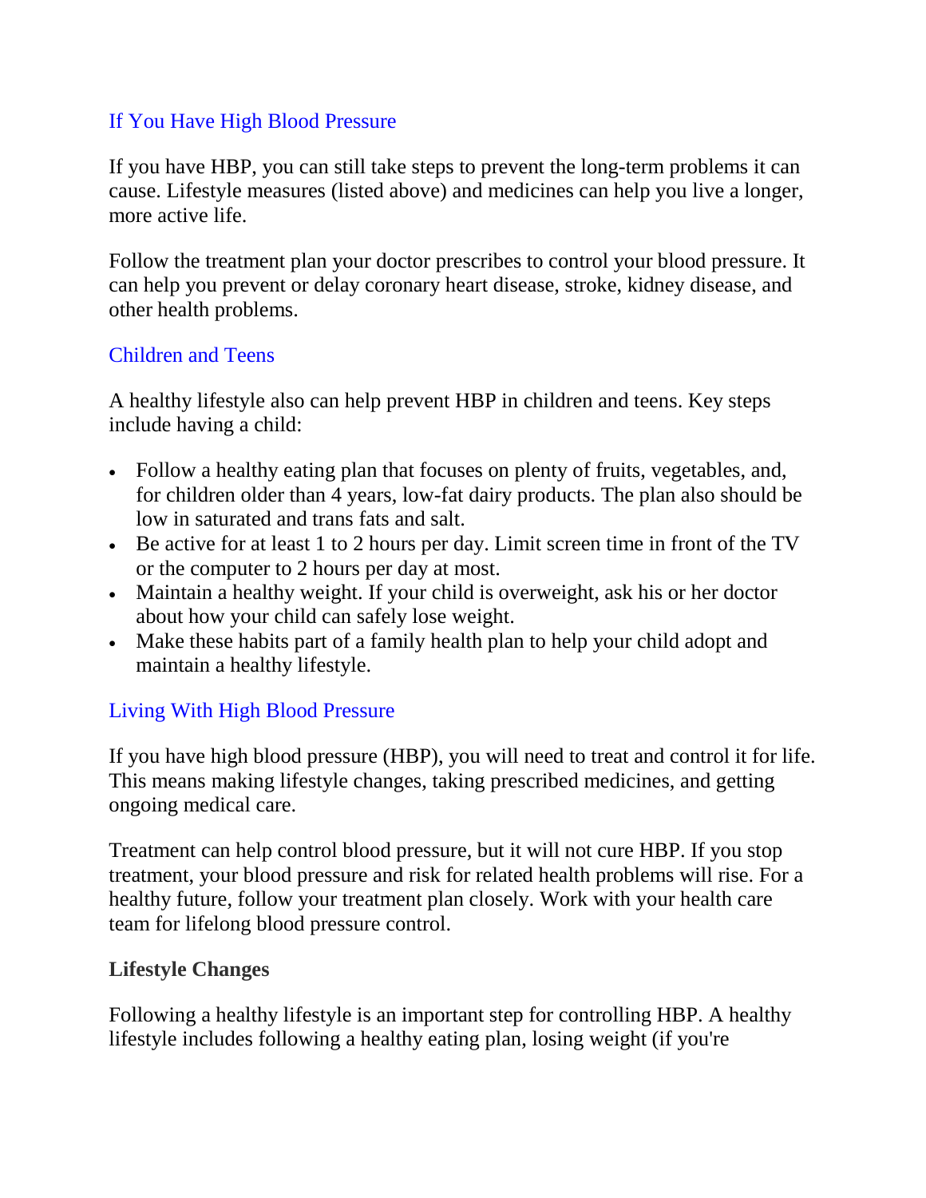## If You Have High Blood Pressure

If you have HBP, you can still take steps to prevent the long-term problems it can cause. Lifestyle measures (listed above) and medicines can help you live a longer, more active life.

Follow the treatment plan your doctor prescribes to control your blood pressure. It can help you prevent or delay coronary heart disease, stroke, kidney disease, and other health problems.

## Children and Teens

A healthy lifestyle also can help prevent HBP in children and teens. Key steps include having a child:

- Follow a healthy eating plan that focuses on plenty of fruits, vegetables, and, for children older than 4 years, low-fat dairy products. The plan also should be low in saturated and trans fats and salt.
- Be active for at least 1 to 2 hours per day. Limit screen time in front of the TV or the computer to 2 hours per day at most.
- Maintain a healthy weight. If your child is overweight, ask his or her doctor about how your child can safely lose weight.
- Make these habits part of a family health plan to help your child adopt and maintain a healthy lifestyle.

## Living With High Blood Pressure

If you have high blood pressure (HBP), you will need to treat and control it for life. This means making lifestyle changes, taking prescribed medicines, and getting ongoing medical care.

Treatment can help control blood pressure, but it will not cure HBP. If you stop treatment, your blood pressure and risk for related health problems will rise. For a healthy future, follow your treatment plan closely. Work with your health care team for lifelong blood pressure control.

### Lifestyle Changes

Following a healthy lifestyle is an important step for controlling HBP. A healthy lifestyle includes following a healthy eating plan, losing weight (if you're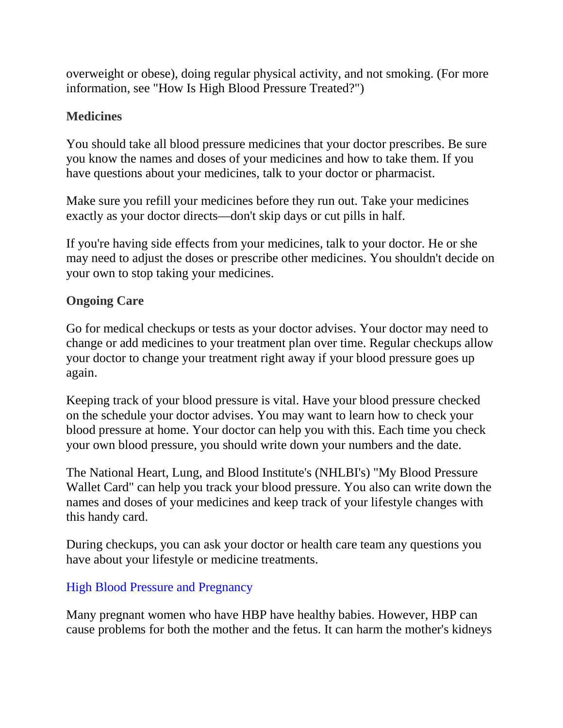overweight or obese), doing regular physical activity, and not smoking. (For more information, see "How Is High Blood Pressure Treated?")

### Medicines

You should take all blood pressure medicines that your doctor prescribes. Be sure you know the names and doses of your medicines and how to take them. If you have questions about your medicines, talk to your doctor or pharmacist.

Make sure you refill your medicines before they run out. Take your medicines exactly as your doctor directs—don't skip days or cut pills in half.

If you're having side effects from your medicines, talk to your doctor. He or she may need to adjust the doses or prescribe other medicines. You shouldn't decide on your own to stop taking your medicines.

### Ongoing Care

Go for medical checkups or tests as your doctor advises. Your doctor may need to change or add medicines to your treatment plan over time. Regular checkups allow your doctor to change your treatment right away if your blood pressure goes up again.

Keeping track of your blood pressure is vital. Have your blood pressure checked on the schedule your doctor advises. You may want to learn how to check your blood pressure at home. Your doctor can help you with this. Each time you check your own blood pressure, you should write down your numbers and the date.

The National Heart, Lung, and Blood Institute's (NHLBI's) "My Blood Pressure Wallet Card" can help you track your blood pressure. You also can write down the names and doses of your medicines and keep track of your lifestyle changes with this handy card.

During checkups, you can ask your doctor or health care team any questions you have about your lifestyle or medicine treatments.

## High Blood Pressure and Pregnancy

Many pregnant women who have HBP have healthy babies. However, HBP can cause problems for both the mother and the fetus. It can harm the mother's kidneys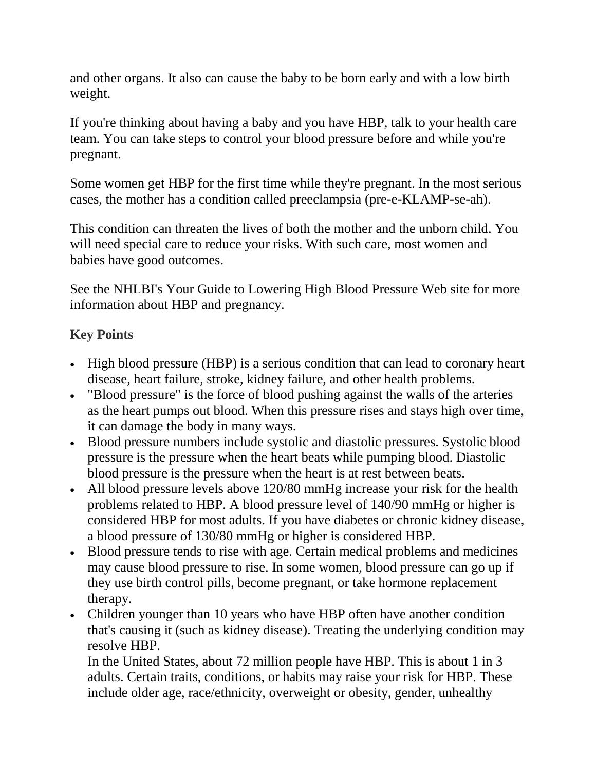and other organs. It also can cause the baby to be born early and with a low birth weight.

If you're thinking about having a baby and you have HBP, talk to your health care team. You can take steps to control your blood pressure before and while you're pregnant.

Some women get HBP for the first time while they're pregnant. In the most serious cases, the mother has a condition called preeclampsia (pre-e-KLAMP-se-ah).

This condition can threaten the lives of both the mother and the unborn child. You will need special care to reduce your risks. With such care, most women and babies have good outcomes.

See the NHLBI's Your Guide to Lowering High Blood Pressure Web site for more information about HBP and pregnancy.

### Key Points

- High blood pressure (HBP) is a serious condition that can lead to coronary heart disease, heart failure, stroke, kidney failure, and other health problems.
- "Blood pressure" is the force of blood pushing against the walls of the arteries as the heart pumps out blood. When this pressure rises and stays high over time, it can damage the body in many ways.
- Blood pressure numbers include systolic and diastolic pressures. Systolic blood pressure is the pressure when the heart beats while pumping blood. Diastolic blood pressure is the pressure when the heart is at rest between beats.
- All blood pressure levels above 120/80 mmHg increase your risk for the health problems related to HBP. A blood pressure level of 140/90 mmHg or higher is considered HBP for most adults. If you have diabetes or chronic kidney disease, a blood pressure of 130/80 mmHg or higher is considered HBP.
- Blood pressure tends to rise with age. Certain medical problems and medicines may cause blood pressure to rise. In some women, blood pressure can go up if they use birth control pills, become pregnant, or take hormone replacement therapy.
- Children younger than 10 years who have HBP often have another condition that's causing it (such as kidney disease). Treating the underlying condition may resolve HBP.

  In the United States, about 72 million people have HBP. This is about 1 in 3 adults. Certain traits, conditions, or habits may raise your risk for HBP. These include older age, race/ethnicity, overweight or obesity, gender, unhealthy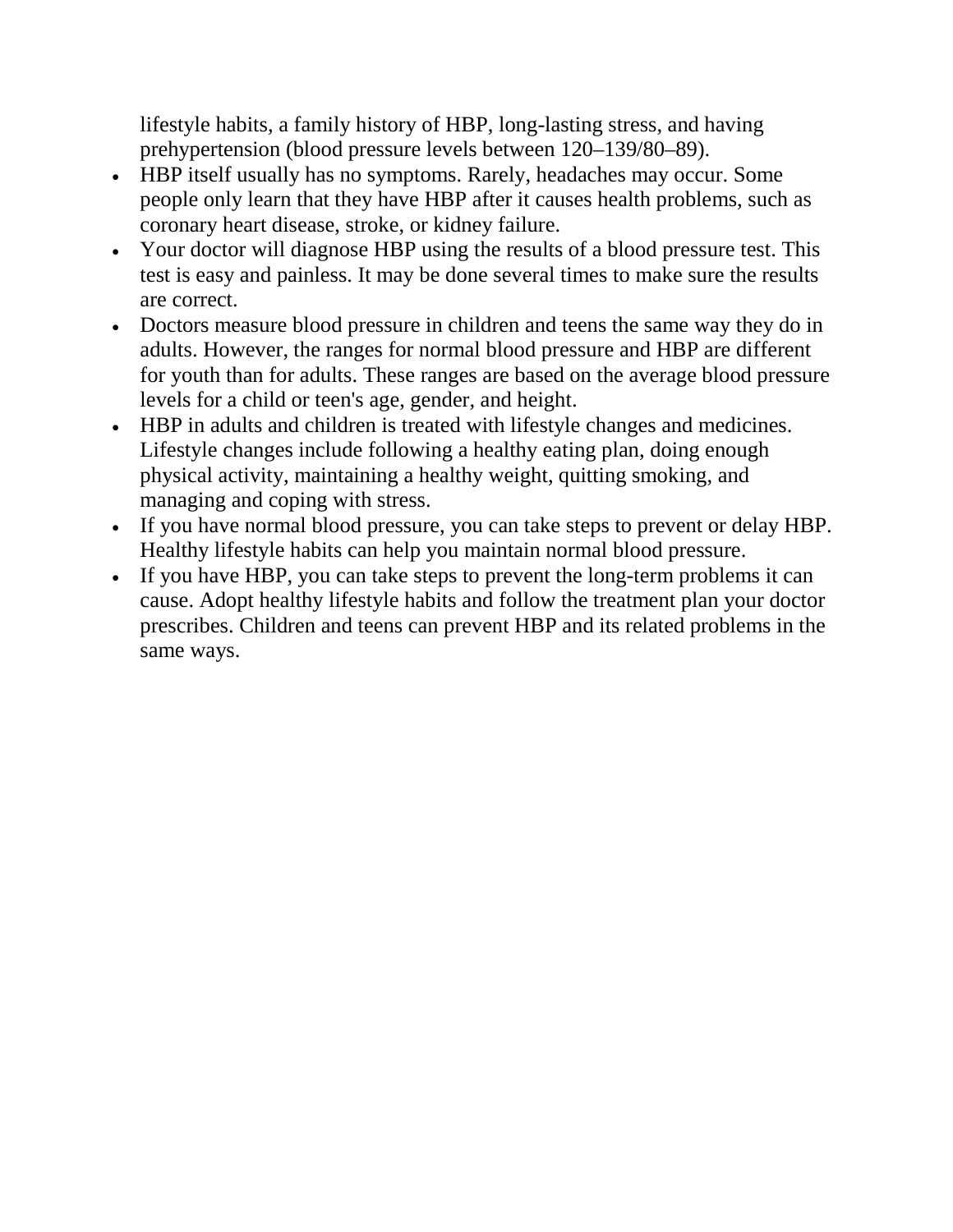lifestyle habits, a family history of HBP, long-lasting stress, and having prehypertension (blood pressure levels between 120–139/80–89).

- HBP itself usually has no symptoms. Rarely, headaches may occur. Some people only learn that they have HBP after it causes health problems, such as coronary heart disease, stroke, or kidney failure.
- Your doctor will diagnose HBP using the results of a blood pressure test. This test is easy and painless. It may be done several times to make sure the results are correct.
- Doctors measure blood pressure in children and teens the same way they do in adults. However, the ranges for normal blood pressure and HBP are different for youth than for adults. These ranges are based on the average blood pressure levels for a child or teen's age, gender, and height.
- HBP in adults and children is treated with lifestyle changes and medicines. Lifestyle changes include following a healthy eating plan, doing enough physical activity, maintaining a healthy weight, quitting smoking, and managing and coping with stress.
- If you have normal blood pressure, you can take steps to prevent or delay HBP. Healthy lifestyle habits can help you maintain normal blood pressure.
- If you have HBP, you can take steps to prevent the long-term problems it can cause. Adopt healthy lifestyle habits and follow the treatment plan your doctor prescribes. Children and teens can prevent HBP and its related problems in the same ways.